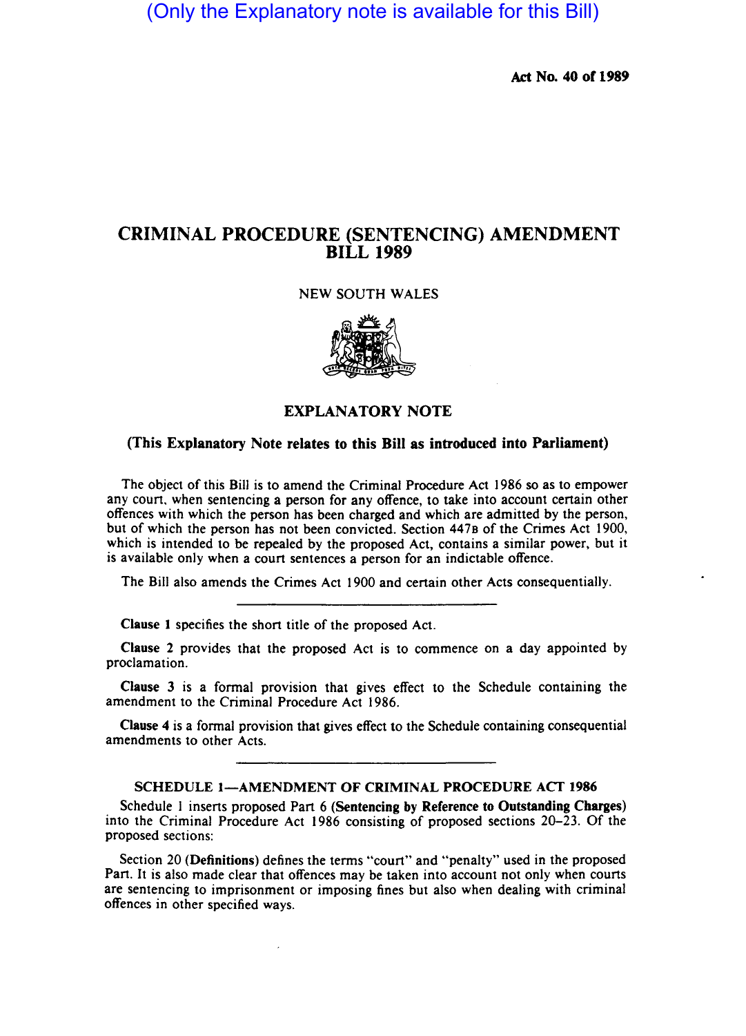(Only the Explanatory note is available for this Bill)

**Act No. 40 of 1989**

# CRIMINAL PROCEDURE (SENTENCING) AMENDMENT BILL 1989

NEW SOUTH WALES

## EXPLANATORY NOTE

**(This Explanatory Note relates to this Bill as introduced into Parliament)**

The object of this Bill is to amend the Criminal Procedure Act 1986 so as to empower any court, when sentencing a person for any offence, to take into account certain other offences with which the person has been charged and which are admitted by the person, but of which the person has not been convicted. Section 447B of the Crimes Act 1900, which is intended to be repealed by the proposed Act, contains a similar power, but it is available only when a court sentences a person for an indictable offence.

The Bill also amends the Crimes Act 1900 and certain other Acts consequentially.

---

**Clause 1** specifies the short title of the proposed Act.

**Clause 2** provides that the proposed Act is to commence on a day appointed by proclamation.

**Clause 3** is a formal provision that gives effect to the Schedule containing the amendment to the Criminal Procedure Act 1986.

**Clause 4** is a formal provision that gives effect to the Schedule containing consequential amendments to other Acts.

---

### SCHEDULE 1—AMENDMENT OF CRIMINAL PROCEDURE ACT 1986

Schedule 1 inserts proposed Part 6 (**Sentencing by Reference to Outstanding Charges**) into the Criminal Procedure Act 1986 consisting of proposed sections 20–23. Of the proposed sections:

Section 20 (**Definitions**) defines the terms "court" and "penalty" used in the proposed Part. It is also made clear that offences may be taken into account not only when courts are sentencing to imprisonment or imposing fines but also when dealing with criminal offences in other specified ways.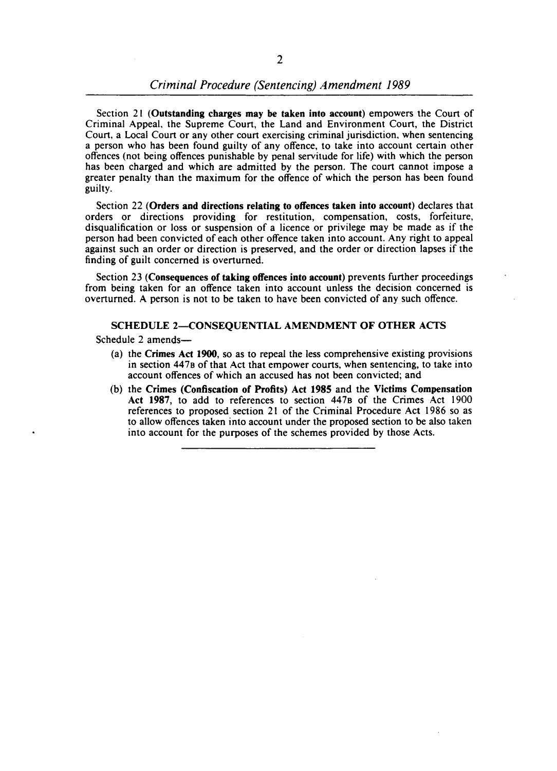Section 21 (**Outstanding charges may be taken into account**) empowers the Court of Criminal Appeal, the Supreme Court, the Land and Environment Court, the District Court, a Local Court or any other court exercising criminal jurisdiction, when sentencing a person who has been found guilty of any offence, to take into account certain other offences (not being offences punishable by penal servitude for life) with which the person has been charged and which are admitted by the person. The court cannot impose a greater penalty than the maximum for the offence of which the person has been found guilty.

Section 22 (**Orders and directions relating to offences taken into account**) declares that orders or directions providing for restitution, compensation, costs, forfeiture, disqualification or loss or suspension of a licence or privilege may be made as if the person had been convicted of each other offence taken into account. Any right to appeal against such an order or direction is preserved, and the order or direction lapses if the finding of guilt concerned is overturned.

Section 23 (**Consequences of taking offences into account**) prevents further proceedings from being taken for an offence taken into account unless the decision concerned is overturned. A person is not to be taken to have been convicted of any such offence.

## SCHEDULE 2—CONSEQUENTIAL AMENDMENT OF OTHER ACTS

Schedule 2 amends—

(a) the **Crimes Act 1900**, so as to repeal the less comprehensive existing provisions in section 447B of that Act that empower courts, when sentencing, to take into account offences of which an accused has not been convicted; and

(b) the **Crimes (Confiscation of Profits) Act 1985** and the **Victims Compensation Act 1987**, to add to references to section 447B of the Crimes Act 1900 references to proposed section 21 of the Criminal Procedure Act 1986 so as to allow offences taken into account under the proposed section to be also taken into account for the purposes of the schemes provided by those Acts.